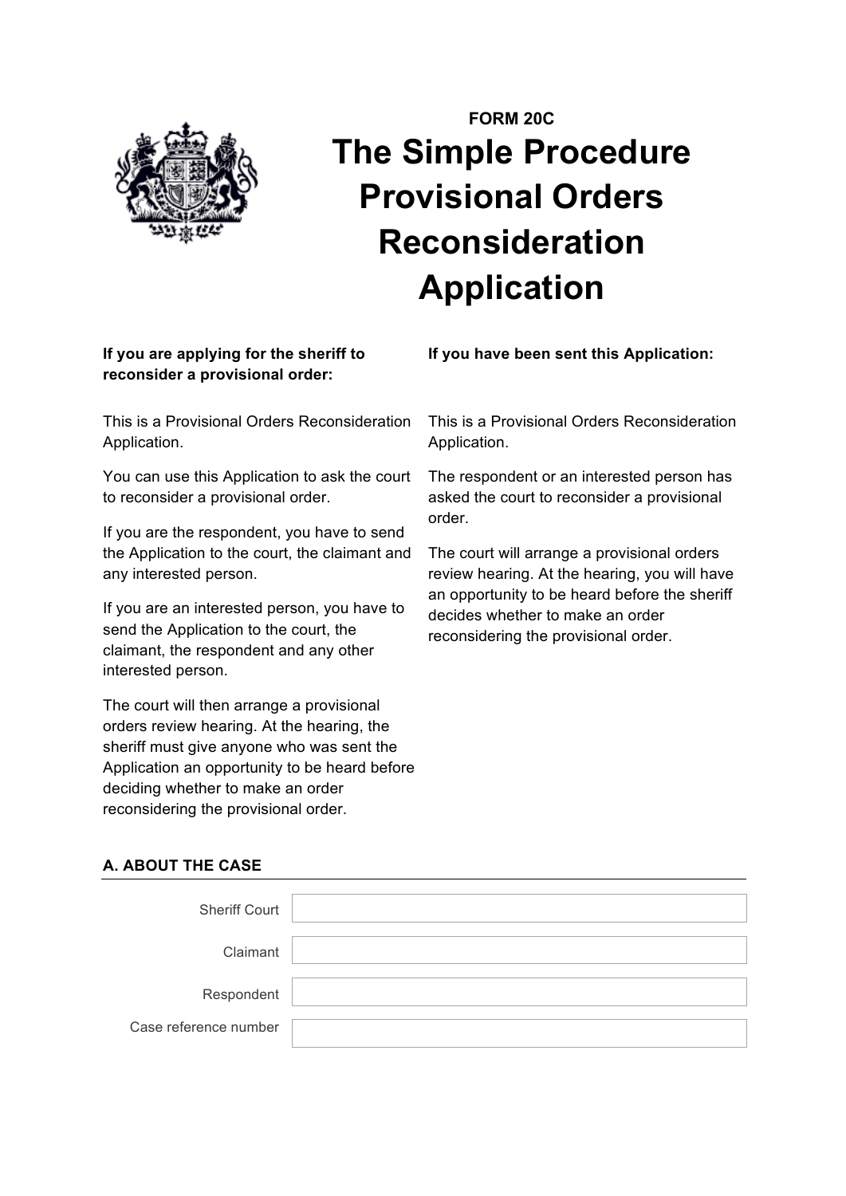FORM 20C

# The Simple Procedure Provisional Orders Reconsideration Application

**If you are applying for the sheriff to reconsider a provisional order:**

This is a Provisional Orders Reconsideration Application.

You can use this Application to ask the court to reconsider a provisional order.

If you are the respondent, you have to send the Application to the court, the claimant and any interested person.

If you are an interested person, you have to send the Application to the court, the claimant, the respondent and any other interested person.

The court will then arrange a provisional orders review hearing. At the hearing, the sheriff must give anyone who was sent the Application an opportunity to be heard before deciding whether to make an order reconsidering the provisional order.

**If you have been sent this Application:**

This is a Provisional Orders Reconsideration Application.

The respondent or an interested person has asked the court to reconsider a provisional order.

The court will arrange a provisional orders review hearing. At the hearing, you will have an opportunity to be heard before the sheriff decides whether to make an order reconsidering the provisional order.

## A. ABOUT THE CASE

| | |
|---|---|
| Sheriff Court | |
| Claimant | |
| Respondent | |
| Case reference number | |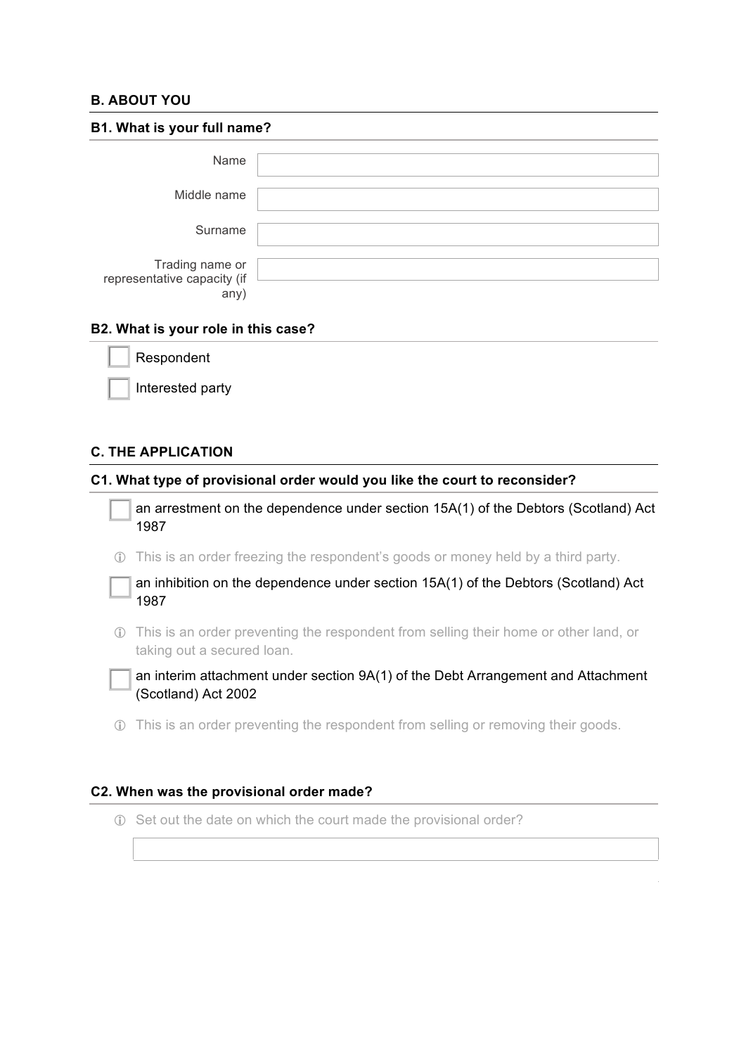## B. ABOUT YOU

### B1. What is your full name?

Name

Middle name

Surname

Trading name or representative capacity (if any)

### B2. What is your role in this case?

- [ ] Respondent
- [ ] Interested party

## C. THE APPLICATION

### C1. What type of provisional order would you like the court to reconsider?

- [ ] an arrestment on the dependence under section 15A(1) of the Debtors (Scotland) Act 1987

ⓘ This is an order freezing the respondent's goods or money held by a third party.

- [ ] an inhibition on the dependence under section 15A(1) of the Debtors (Scotland) Act 1987

ⓘ This is an order preventing the respondent from selling their home or other land, or taking out a secured loan.

- [ ] an interim attachment under section 9A(1) of the Debt Arrangement and Attachment (Scotland) Act 2002

ⓘ This is an order preventing the respondent from selling or removing their goods.

### C2. When was the provisional order made?

ⓘ Set out the date on which the court made the provisional order?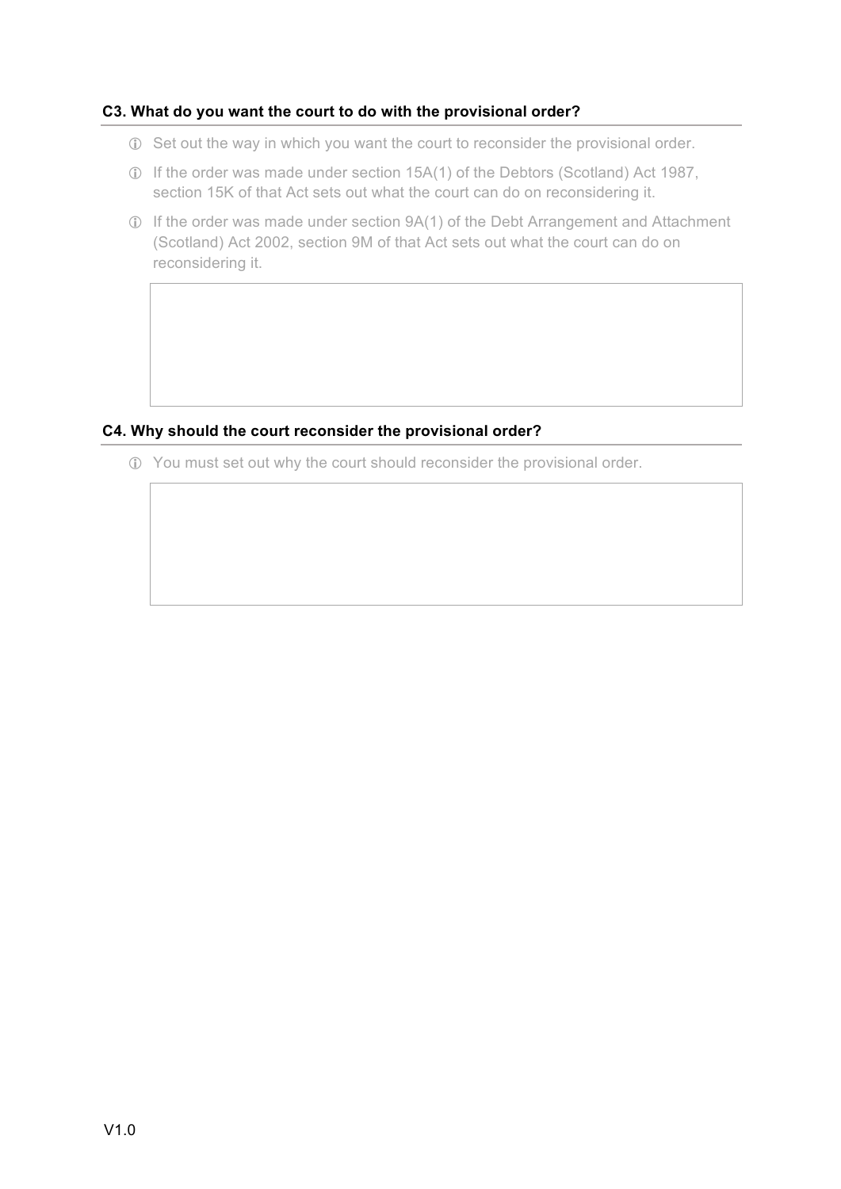### C3. What do you want the court to do with the provisional order?

- ⓘ Set out the way in which you want the court to reconsider the provisional order.
- ⓘ If the order was made under section 15A(1) of the Debtors (Scotland) Act 1987, section 15K of that Act sets out what the court can do on reconsidering it.
- ⓘ If the order was made under section 9A(1) of the Debt Arrangement and Attachment (Scotland) Act 2002, section 9M of that Act sets out what the court can do on reconsidering it.

### C4. Why should the court reconsider the provisional order?

- ⓘ You must set out why the court should reconsider the provisional order.

V1.0